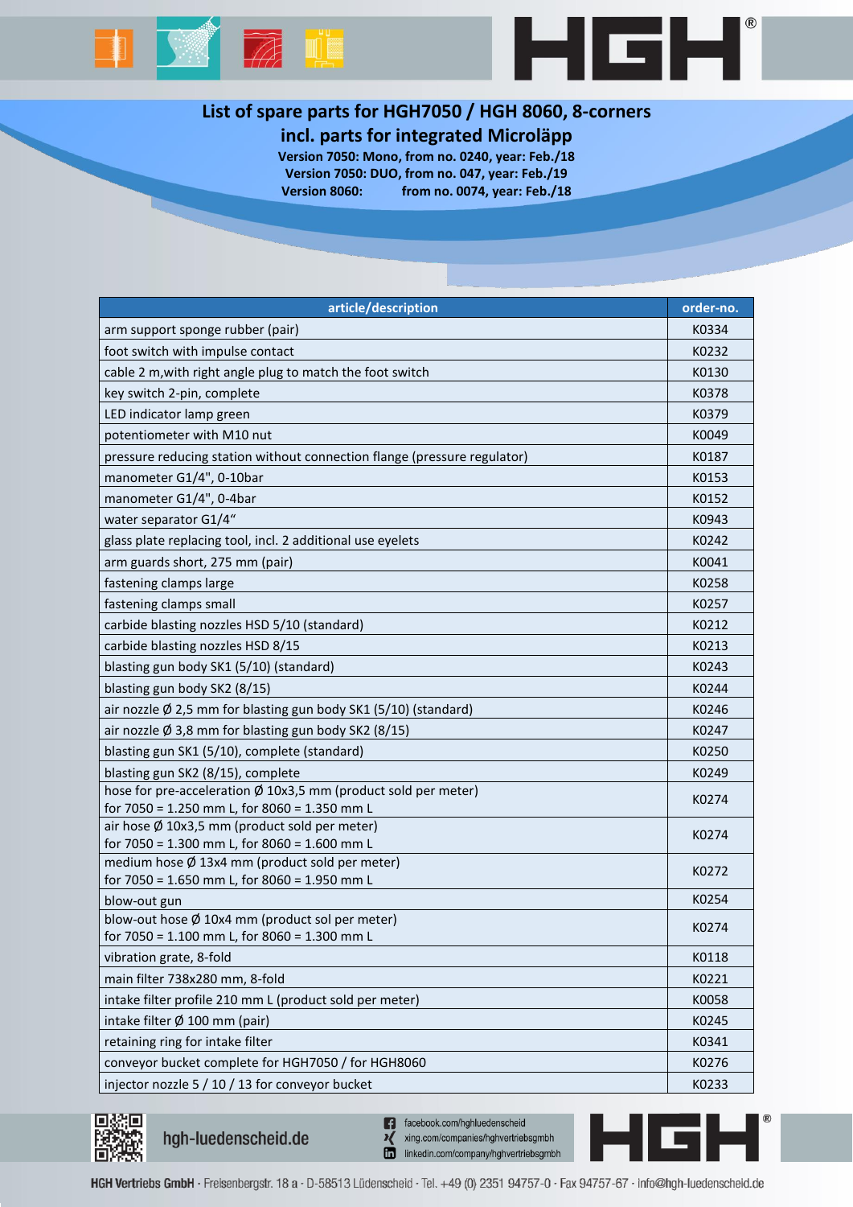# List of spare parts for HGH7050 / HGH 8060, 8-corners

## incl. parts for integrated Microläpp

**Version 7050: Mono, from no. 0240, year: Feb./18**
**Version 7050: DUO, from no. 047, year: Feb./19**
**Version 8060: from no. 0074, year: Feb./18**

| article/description | order-no. |
|---|---|
| arm support sponge rubber (pair) | K0334 |
| foot switch with impulse contact | K0232 |
| cable 2 m,with right angle plug to match the foot switch | K0130 |
| key switch 2-pin, complete | K0378 |
| LED indicator lamp green | K0379 |
| potentiometer with M10 nut | K0049 |
| pressure reducing station without connection flange (pressure regulator) | K0187 |
| manometer G1/4", 0-10bar | K0153 |
| manometer G1/4", 0-4bar | K0152 |
| water separator G1/4" | K0943 |
| glass plate replacing tool, incl. 2 additional use eyelets | K0242 |
| arm guards short, 275 mm (pair) | K0041 |
| fastening clamps large | K0258 |
| fastening clamps small | K0257 |
| carbide blasting nozzles HSD 5/10 (standard) | K0212 |
| carbide blasting nozzles HSD 8/15 | K0213 |
| blasting gun body SK1 (5/10) (standard) | K0243 |
| blasting gun body SK2 (8/15) | K0244 |
| air nozzle Ø 2,5 mm for blasting gun body SK1 (5/10) (standard) | K0246 |
| air nozzle Ø 3,8 mm for blasting gun body SK2 (8/15) | K0247 |
| blasting gun SK1 (5/10), complete (standard) | K0250 |
| blasting gun SK2 (8/15), complete | K0249 |
| hose for pre-acceleration Ø 10x3,5 mm (product sold per meter) for 7050 = 1.250 mm L, for 8060 = 1.350 mm L | K0274 |
| air hose Ø 10x3,5 mm (product sold per meter) for 7050 = 1.300 mm L, for 8060 = 1.600 mm L | K0274 |
| medium hose Ø 13x4 mm (product sold per meter) for 7050 = 1.650 mm L, for 8060 = 1.950 mm L | K0272 |
| blow-out gun | K0254 |
| blow-out hose Ø 10x4 mm (product sol per meter) for 7050 = 1.100 mm L, for 8060 = 1.300 mm L | K0274 |
| vibration grate, 8-fold | K0118 |
| main filter 738x280 mm, 8-fold | K0221 |
| intake filter profile 210 mm L (product sold per meter) | K0058 |
| intake filter Ø 100 mm (pair) | K0245 |
| retaining ring for intake filter | K0341 |
| conveyor bucket complete for HGH7050 / for HGH8060 | K0276 |
| injector nozzle 5 / 10 / 13 for conveyor bucket | K0233 |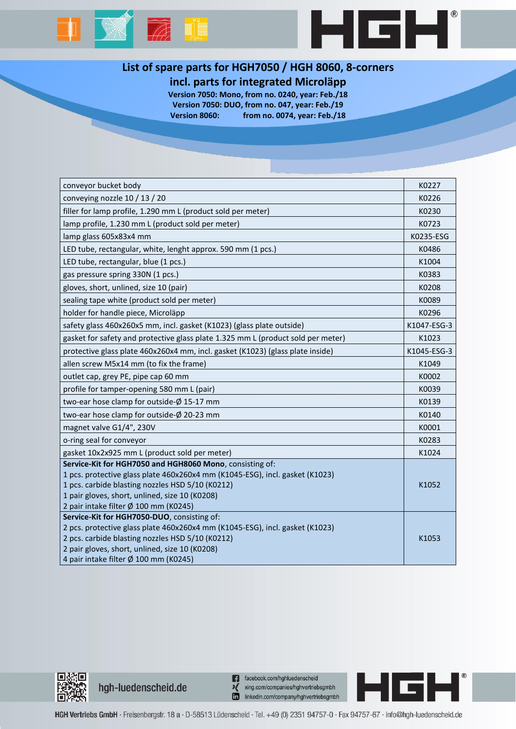## List of spare parts for HGH7050 / HGH 8060, 8-corners
## incl. parts for integrated Microläpp

**Version 7050: Mono, from no. 0240, year: Feb./18**
**Version 7050: DUO, from no. 047, year: Feb./19**
**Version 8060: from no. 0074, year: Feb./18**

| Description | Part no. |
|---|---|
| conveyor bucket body | K0227 |
| conveying nozzle 10 / 13 / 20 | K0226 |
| filler for lamp profile, 1.290 mm L (product sold per meter) | K0230 |
| lamp profile, 1.230 mm L (product sold per meter) | K0723 |
| lamp glass 605x83x4 mm | K0235-ESG |
| LED tube, rectangular, white, lenght approx. 590 mm (1 pcs.) | K0486 |
| LED tube, rectangular, blue (1 pcs.) | K1004 |
| gas pressure spring 330N (1 pcs.) | K0383 |
| gloves, short, unlined, size 10 (pair) | K0208 |
| sealing tape white (product sold per meter) | K0089 |
| holder for handle piece, Microläpp | K0296 |
| safety glass 460x260x5 mm, incl. gasket (K1023) (glass plate outside) | K1047-ESG-3 |
| gasket for safety and protective glass plate 1.325 mm L (product sold per meter) | K1023 |
| protective glass plate 460x260x4 mm, incl. gasket (K1023) (glass plate inside) | K1045-ESG-3 |
| allen screw M5x14 mm (to fix the frame) | K1049 |
| outlet cap, grey PE, pipe cap 60 mm | K0002 |
| profile for tamper-opening 580 mm L (pair) | K0039 |
| two-ear hose clamp for outside-Ø 15-17 mm | K0139 |
| two-ear hose clamp for outside-Ø 20-23 mm | K0140 |
| magnet valve G1/4", 230V | K0001 |
| o-ring seal for conveyor | K0283 |
| gasket 10x2x925 mm L (product sold per meter) | K1024 |
| **Service-Kit for HGH7050 and HGH8060 Mono**, consisting of:<br>1 pcs. protective glass plate 460x260x4 mm (K1045-ESG), incl. gasket (K1023)<br>1 pcs. carbide blasting nozzles HSD 5/10 (K0212)<br>1 pair gloves, short, unlined, size 10 (K0208)<br>2 pair intake filter Ø 100 mm (K0245) | K1052 |
| **Service-Kit for HGH7050-DUO**, consisting of:<br>2 pcs. protective glass plate 460x260x4 mm (K1045-ESG), incl. gasket (K1023)<br>2 pcs. carbide blasting nozzles HSD 5/10 (K0212)<br>2 pair gloves, short, unlined, size 10 (K0208)<br>4 pair intake filter Ø 100 mm (K0245) | K1053 |

hgh-luedenscheid.de

facebook.com/hghluedenscheid
xing.com/companies/hghvertriebsgmbh
linkedin.com/company/hghvertriebsgmbh

HGH Vertriebs GmbH · Freisenbergstr. 18 a · D-58513 Lüdenscheid · Tel. +49 (0) 2351 94757-0 · Fax 94757-67 · info@hgh-luedenscheid.de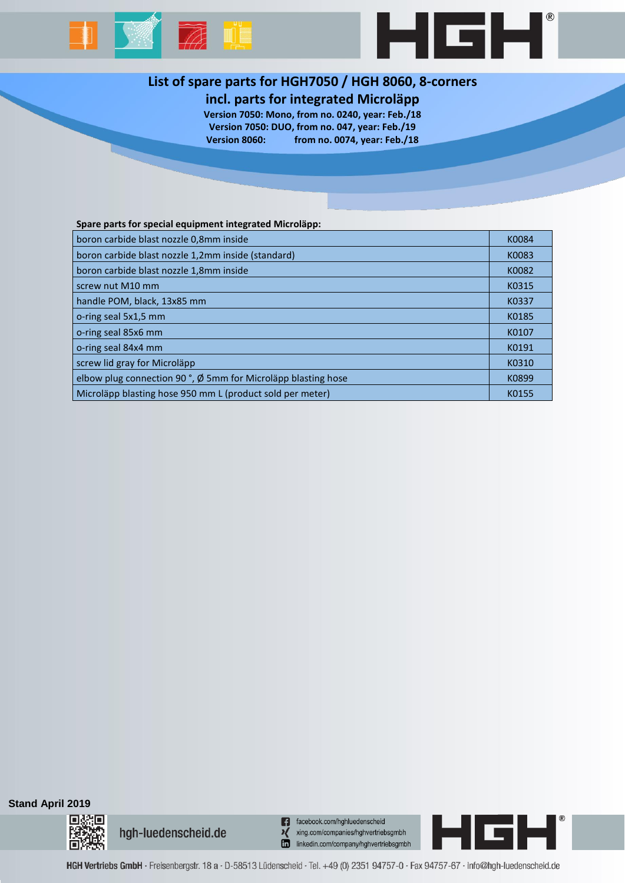# List of spare parts for HGH7050 / HGH 8060, 8-corners

## incl. parts for integrated Microläpp

**Version 7050: Mono, from no. 0240, year: Feb./18**
**Version 7050: DUO, from no. 047, year: Feb./19**
**Version 8060: from no. 0074, year: Feb./18**

**Spare parts for special equipment integrated Microläpp:**

| | |
|---|---|
| boron carbide blast nozzle 0,8mm inside | K0084 |
| boron carbide blast nozzle 1,2mm inside (standard) | K0083 |
| boron carbide blast nozzle 1,8mm inside | K0082 |
| screw nut M10 mm | K0315 |
| handle POM, black, 13x85 mm | K0337 |
| o-ring seal 5x1,5 mm | K0185 |
| o-ring seal 85x6 mm | K0107 |
| o-ring seal 84x4 mm | K0191 |
| screw lid gray for Microläpp | K0310 |
| elbow plug connection 90 °, Ø 5mm for Microläpp blasting hose | K0899 |
| Microläpp blasting hose 950 mm L (product sold per meter) | K0155 |

**Stand April 2019**

hgh-luedenscheid.de

facebook.com/hghluedenscheid
xing.com/companies/hghvertriebsgmbh
linkedin.com/company/hghvertriebsgmbh

**HGH Vertriebs GmbH** · Freisenbergstr. 18 a · D-58513 Lüdenscheid · Tel. +49 (0) 2351 94757-0 · Fax 94757-67 · info@hgh-luedenscheid.de